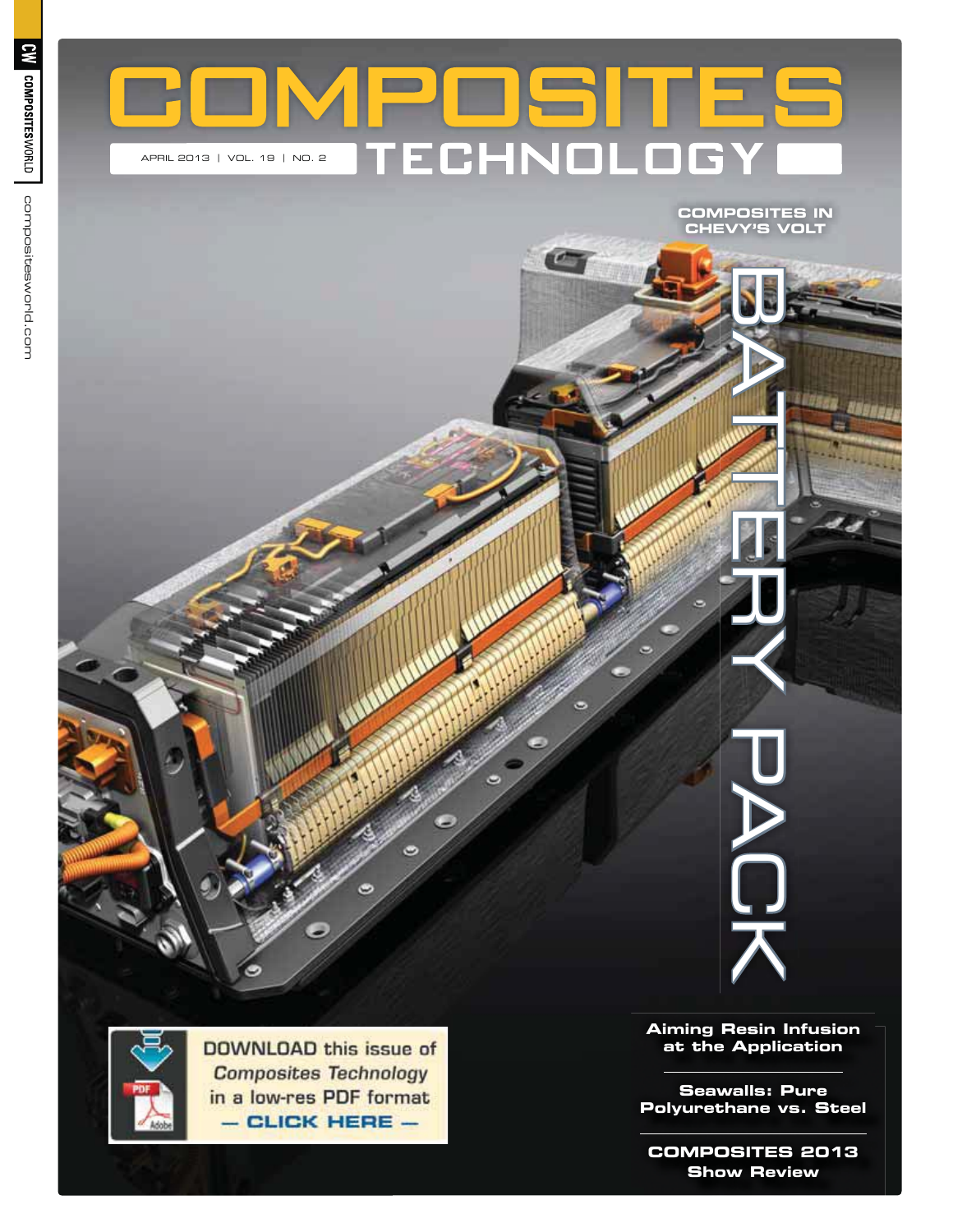# COMPOSITES TECHNOLOGY

APRIL 2013 | VOL. 19 | NO. 2

CW COMPOSITESWORLD

compositesworld.com

## COMPOSITES IN CHEVY'S VOLT

# BATTERY PACK

**Aiming Resin Infusion at the Application**

**Seawalls: Pure Polyurethane vs. Steel**

**COMPOSITES 2013 Show Review**

DOWNLOAD this issue of *Composites Technology* in a low-res PDF format — **CLICK HERE** —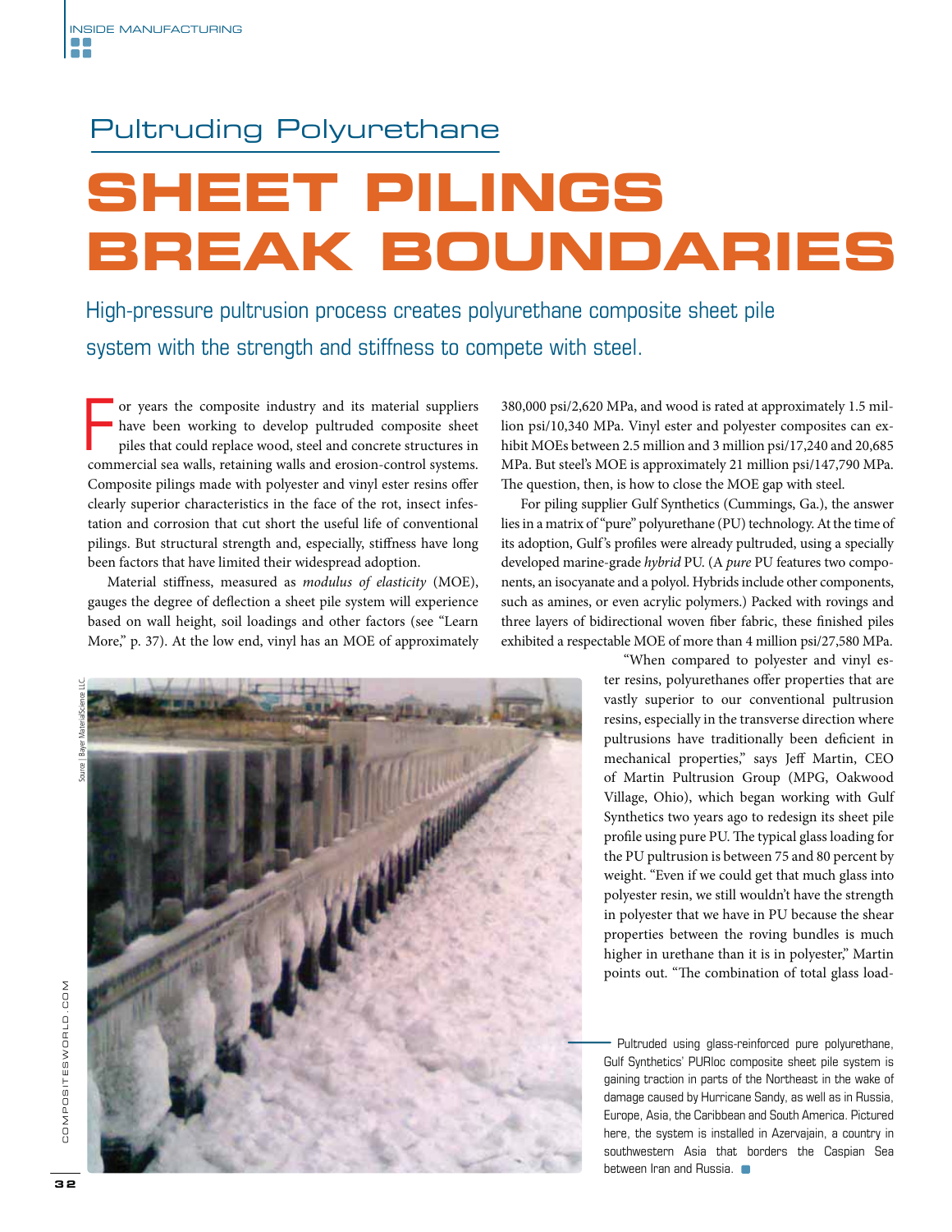Pultruding Polyurethane

# SHEET PILINGS BREAK BOUNDARIES

High-pressure pultrusion process creates polyurethane composite sheet pile system with the strength and stiffness to compete with steel.

For years the composite industry and its material suppliers have been working to develop pultruded composite sheet piles that could replace wood, steel and concrete structures in commercial sea walls, retaining walls and erosion-control systems. Composite pilings made with polyester and vinyl ester resins offer clearly superior characteristics in the face of the rot, insect infestation and corrosion that cut short the useful life of conventional pilings. But structural strength and, especially, stiffness have long been factors that have limited their widespread adoption.

Material stiffness, measured as *modulus of elasticity* (MOE), gauges the degree of deflection a sheet pile system will experience based on wall height, soil loadings and other factors (see "Learn More," p. 37). At the low end, vinyl has an MOE of approximately 380,000 psi/2,620 MPa, and wood is rated at approximately 1.5 million psi/10,340 MPa. Vinyl ester and polyester composites can exhibit MOEs between 2.5 million and 3 million psi/17,240 and 20,685 MPa. But steel's MOE is approximately 21 million psi/147,790 MPa. The question, then, is how to close the MOE gap with steel.

For piling supplier Gulf Synthetics (Cummings, Ga.), the answer lies in a matrix of "pure" polyurethane (PU) technology. At the time of its adoption, Gulf's profiles were already pultruded, using a specially developed marine-grade *hybrid* PU. (A *pure* PU features two components, an isocyanate and a polyol. Hybrids include other components, such as amines, or even acrylic polymers.) Packed with rovings and three layers of bidirectional woven fiber fabric, these finished piles exhibited a respectable MOE of more than 4 million psi/27,580 MPa.

"When compared to polyester and vinyl ester resins, polyurethanes offer properties that are vastly superior to our conventional pultrusion resins, especially in the transverse direction where pultrusions have traditionally been deficient in mechanical properties," says Jeff Martin, CEO of Martin Pultrusion Group (MPG, Oakwood Village, Ohio), which began working with Gulf Synthetics two years ago to redesign its sheet pile profile using pure PU. The typical glass loading for the PU pultrusion is between 75 and 80 percent by weight. "Even if we could get that much glass into polyester resin, we still wouldn't have the strength in polyester that we have in PU because the shear properties between the roving bundles is much higher in urethane than it is in polyester," Martin points out. "The combination of total glass load-

Source | Bayer MaterialScience LLC

Pultruded using glass-reinforced pure polyurethane, Gulf Synthetics' PURloc composite sheet pile system is gaining traction in parts of the Northeast in the wake of damage caused by Hurricane Sandy, as well as in Russia, Europe, Asia, the Caribbean and South America. Pictured here, the system is installed in Azervajain, a country in southwestern Asia that borders the Caspian Sea between Iran and Russia.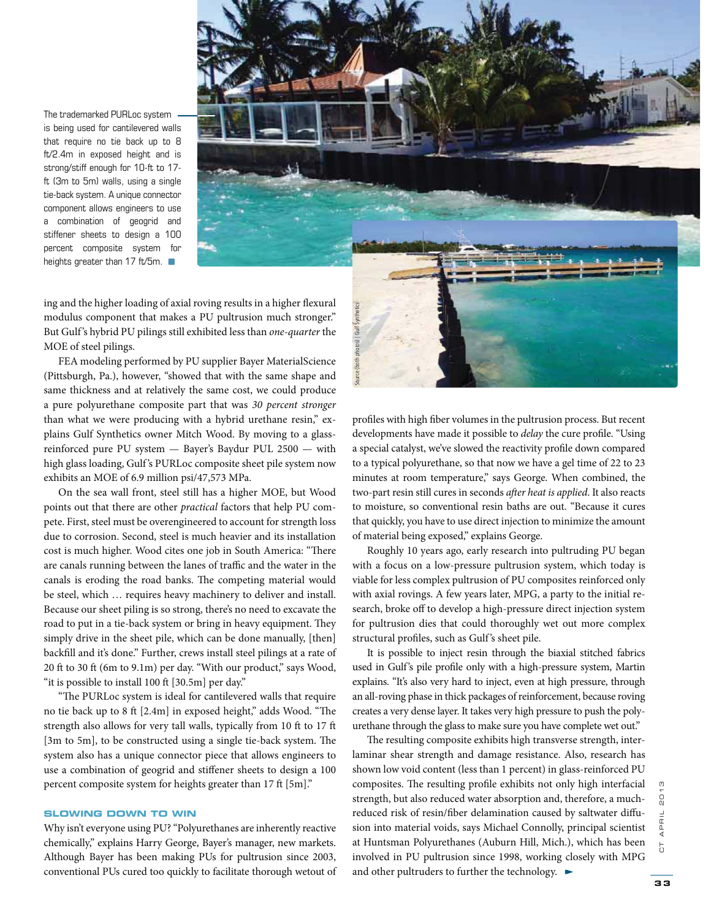The trademarked PURLoc system is being used for cantilevered walls that require no tie back up to 8 ft/2.4m in exposed height and is strong/stiff enough for 10-ft to 17-ft (3m to 5m) walls, using a single tie-back system. A unique connector component allows engineers to use a combination of geogrid and stiffener sheets to design a 100 percent composite system for heights greater than 17 ft/5m.

Source (both photos) | Gulf Synthetics

ing and the higher loading of axial roving results in a higher flexural modulus component that makes a PU pultrusion much stronger." But Gulf's hybrid PU pilings still exhibited less than *one-quarter* the MOE of steel pilings.

FEA modeling performed by PU supplier Bayer MaterialScience (Pittsburgh, Pa.), however, "showed that with the same shape and same thickness and at relatively the same cost, we could produce a pure polyurethane composite part that was *30 percent stronger* than what we were producing with a hybrid urethane resin," explains Gulf Synthetics owner Mitch Wood. By moving to a glass-reinforced pure PU system — Bayer's Baydur PUL 2500 — with high glass loading, Gulf's PURLoc composite sheet pile system now exhibits an MOE of 6.9 million psi/47,573 MPa.

On the sea wall front, steel still has a higher MOE, but Wood points out that there are other *practical* factors that help PU compete. First, steel must be overengineered to account for strength loss due to corrosion. Second, steel is much heavier and its installation cost is much higher. Wood cites one job in South America: "There are canals running between the lanes of traffic and the water in the canals is eroding the road banks. The competing material would be steel, which … requires heavy machinery to deliver and install. Because our sheet piling is so strong, there's no need to excavate the road to put in a tie-back system or bring in heavy equipment. They simply drive in the sheet pile, which can be done manually, [then] backfill and it's done." Further, crews install steel pilings at a rate of 20 ft to 30 ft (6m to 9.1m) per day. "With our product," says Wood, "it is possible to install 100 ft [30.5m] per day."

"The PURLoc system is ideal for cantilevered walls that require no tie back up to 8 ft [2.4m] in exposed height," adds Wood. "The strength also allows for very tall walls, typically from 10 ft to 17 ft [3m to 5m], to be constructed using a single tie-back system. The system also has a unique connector piece that allows engineers to use a combination of geogrid and stiffener sheets to design a 100 percent composite system for heights greater than 17 ft [5m]."

## SLOWING DOWN TO WIN

Why isn't everyone using PU? "Polyurethanes are inherently reactive chemically," explains Harry George, Bayer's manager, new markets. Although Bayer has been making PUs for pultrusion since 2003, conventional PUs cured too quickly to facilitate thorough wetout of profiles with high fiber volumes in the pultrusion process. But recent developments have made it possible to *delay* the cure profile. "Using a special catalyst, we've slowed the reactivity profile down compared to a typical polyurethane, so that now we have a gel time of 22 to 23 minutes at room temperature," says George. When combined, the two-part resin still cures in seconds *after heat is applied*. It also reacts to moisture, so conventional resin baths are out. "Because it cures that quickly, you have to use direct injection to minimize the amount of material being exposed," explains George.

Roughly 10 years ago, early research into pultruding PU began with a focus on a low-pressure pultrusion system, which today is viable for less complex pultrusion of PU composites reinforced only with axial rovings. A few years later, MPG, a party to the initial research, broke off to develop a high-pressure direct injection system for pultrusion dies that could thoroughly wet out more complex structural profiles, such as Gulf's sheet pile.

It is possible to inject resin through the biaxial stitched fabrics used in Gulf's pile profile only with a high-pressure system, Martin explains. "It's also very hard to inject, even at high pressure, through an all-roving phase in thick packages of reinforcement, because roving creates a very dense layer. It takes very high pressure to push the polyurethane through the glass to make sure you have complete wet out."

The resulting composite exhibits high transverse strength, interlaminar shear strength and damage resistance. Also, research has shown low void content (less than 1 percent) in glass-reinforced PU composites. The resulting profile exhibits not only high interfacial strength, but also reduced water absorption and, therefore, a much-reduced risk of resin/fiber delamination caused by saltwater diffusion into material voids, says Michael Connolly, principal scientist at Huntsman Polyurethanes (Auburn Hill, Mich.), which has been involved in PU pultrusion since 1998, working closely with MPG and other pultruders to further the technology.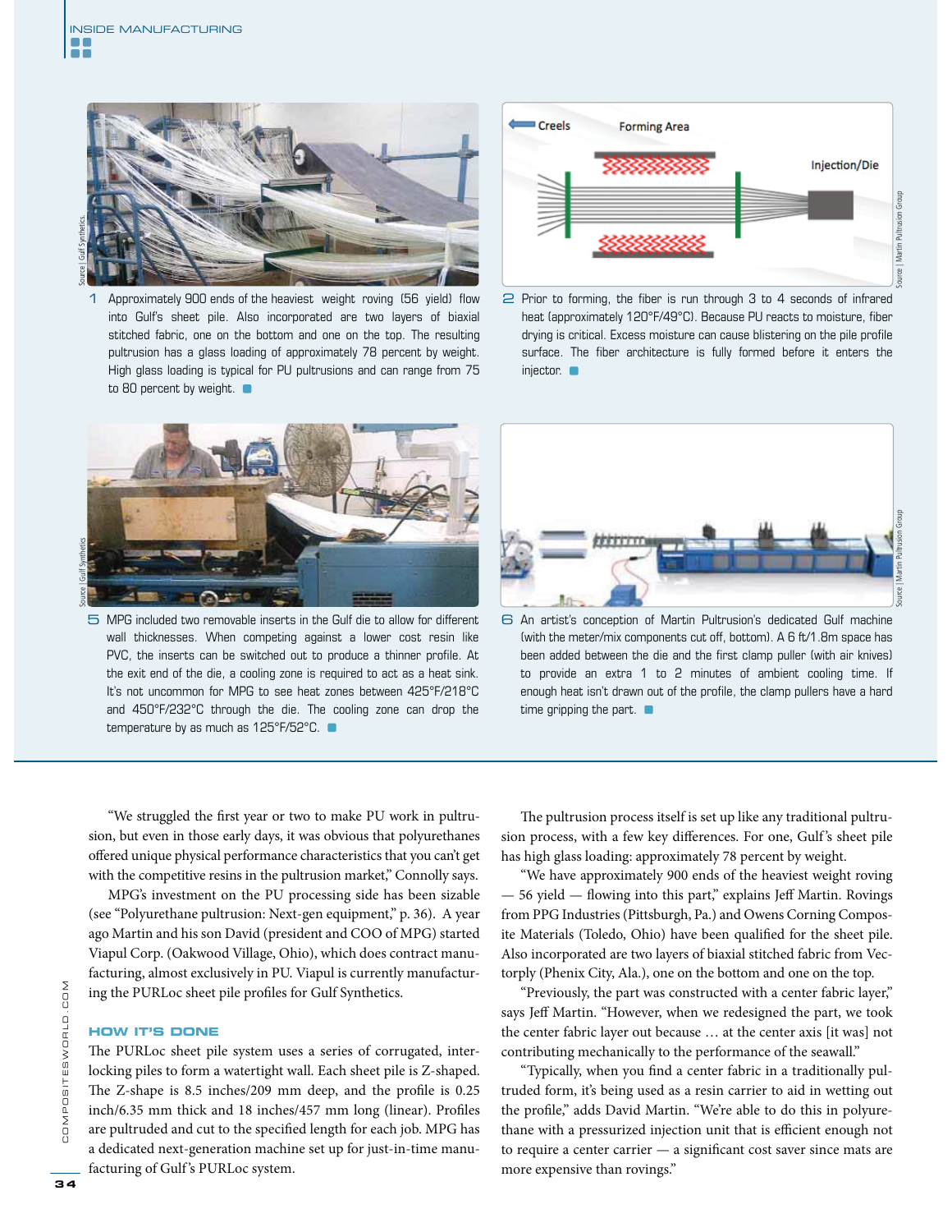1 Approximately 900 ends of the heaviest weight roving (56 yield) flow into Gulf's sheet pile. Also incorporated are two layers of biaxial stitched fabric, one on the bottom and one on the top. The resulting pultrusion has a glass loading of approximately 78 percent by weight. High glass loading is typical for PU pultrusions and can range from 75 to 80 percent by weight.

2 Prior to forming, the fiber is run through 3 to 4 seconds of infrared heat (approximately 120°F/49°C). Because PU reacts to moisture, fiber drying is critical. Excess moisture can cause blistering on the pile profile surface. The fiber architecture is fully formed before it enters the injector.

5 MPG included two removable inserts in the Gulf die to allow for different wall thicknesses. When competing against a lower cost resin like PVC, the inserts can be switched out to produce a thinner profile. At the exit end of the die, a cooling zone is required to act as a heat sink. It's not uncommon for MPG to see heat zones between 425°F/218°C and 450°F/232°C through the die. The cooling zone can drop the temperature by as much as 125°F/52°C.

6 An artist's conception of Martin Pultrusion's dedicated Gulf machine (with the meter/mix components cut off, bottom). A 6 ft/1.8m space has been added between the die and the first clamp puller (with air knives) to provide an extra 1 to 2 minutes of ambient cooling time. If enough heat isn't drawn out of the profile, the clamp pullers have a hard time gripping the part.

"We struggled the first year or two to make PU work in pultrusion, but even in those early days, it was obvious that polyurethanes offered unique physical performance characteristics that you can't get with the competitive resins in the pultrusion market," Connolly says.

MPG's investment on the PU processing side has been sizable (see "Polyurethane pultrusion: Next-gen equipment," p. 36). A year ago Martin and his son David (president and COO of MPG) started Viapul Corp. (Oakwood Village, Ohio), which does contract manufacturing, almost exclusively in PU. Viapul is currently manufacturing the PURLoc sheet pile profiles for Gulf Synthetics.

## HOW IT'S DONE

The PURLoc sheet pile system uses a series of corrugated, interlocking piles to form a watertight wall. Each sheet pile is Z-shaped. The Z-shape is 8.5 inches/209 mm deep, and the profile is 0.25 inch/6.35 mm thick and 18 inches/457 mm long (linear). Profiles are pultruded and cut to the specified length for each job. MPG has a dedicated next-generation machine set up for just-in-time manufacturing of Gulf's PURLoc system.

The pultrusion process itself is set up like any traditional pultrusion process, with a few key differences. For one, Gulf's sheet pile has high glass loading: approximately 78 percent by weight.

"We have approximately 900 ends of the heaviest weight roving — 56 yield — flowing into this part," explains Jeff Martin. Rovings from PPG Industries (Pittsburgh, Pa.) and Owens Corning Composite Materials (Toledo, Ohio) have been qualified for the sheet pile. Also incorporated are two layers of biaxial stitched fabric from Vectorply (Phenix City, Ala.), one on the bottom and one on the top.

"Previously, the part was constructed with a center fabric layer," says Jeff Martin. "However, when we redesigned the part, we took the center fabric layer out because … at the center axis [it was] not contributing mechanically to the performance of the seawall."

"Typically, when you find a center fabric in a traditionally pultruded form, it's being used as a resin carrier to aid in wetting out the profile," adds David Martin. "We're able to do this in polyurethane with a pressurized injection unit that is efficient enough not to require a center carrier — a significant cost saver since mats are more expensive than rovings."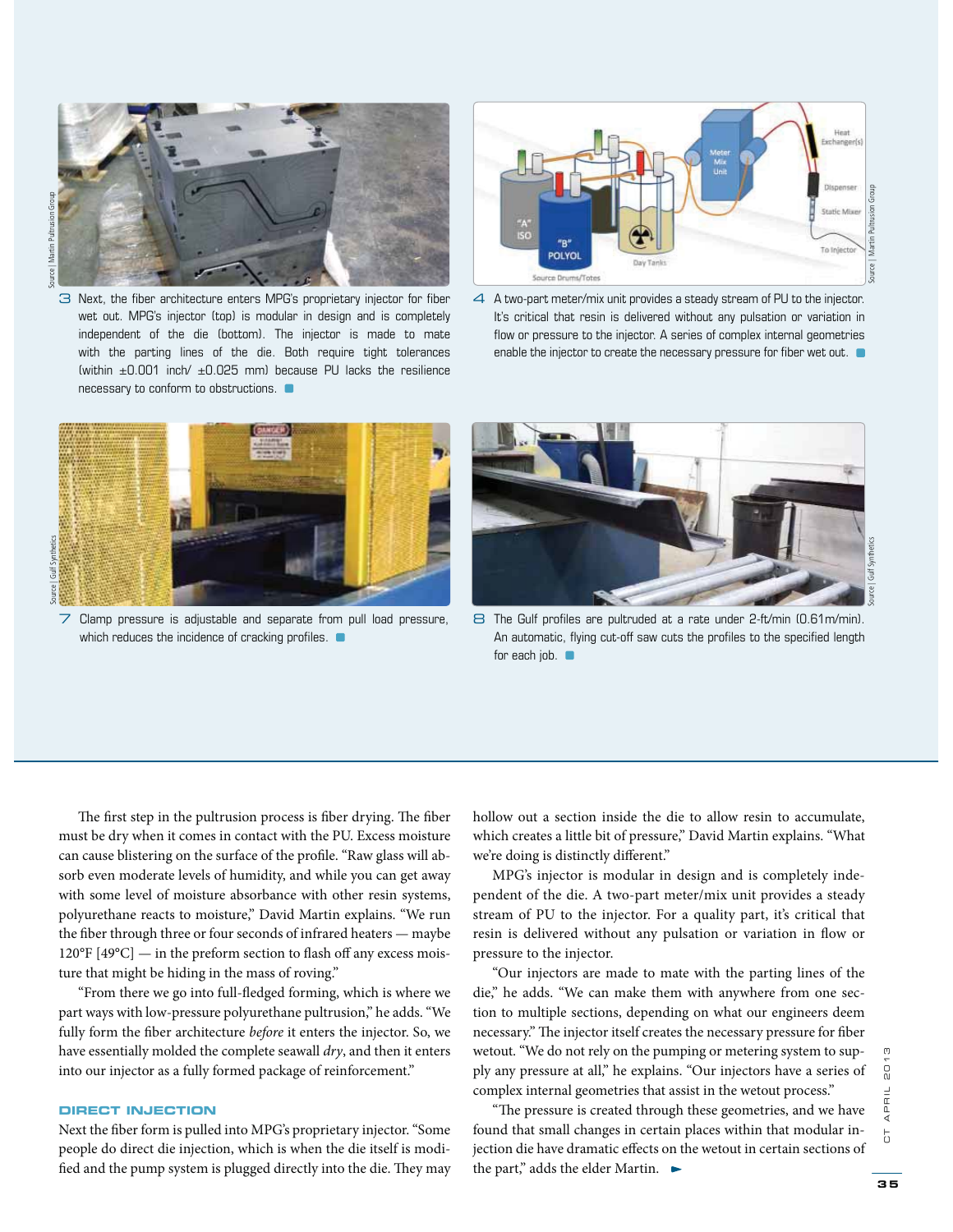3 Next, the fiber architecture enters MPG's proprietary injector for fiber wet out. MPG's injector (top) is modular in design and is completely independent of the die (bottom). The injector is made to mate with the parting lines of the die. Both require tight tolerances (within ±0.001 inch/ ±0.025 mm) because PU lacks the resilience necessary to conform to obstructions.

4 A two-part meter/mix unit provides a steady stream of PU to the injector. It's critical that resin is delivered without any pulsation or variation in flow or pressure to the injector. A series of complex internal geometries enable the injector to create the necessary pressure for fiber wet out.

7 Clamp pressure is adjustable and separate from pull load pressure, which reduces the incidence of cracking profiles.

8 The Gulf profiles are pultruded at a rate under 2-ft/min (0.61m/min). An automatic, flying cut-off saw cuts the profiles to the specified length for each job.

The first step in the pultrusion process is fiber drying. The fiber must be dry when it comes in contact with the PU. Excess moisture can cause blistering on the surface of the profile. "Raw glass will absorb even moderate levels of humidity, and while you can get away with some level of moisture absorbance with other resin systems, polyurethane reacts to moisture," David Martin explains. "We run the fiber through three or four seconds of infrared heaters — maybe 120°F [49°C] — in the preform section to flash off any excess moisture that might be hiding in the mass of roving."

"From there we go into full-fledged forming, which is where we part ways with low-pressure polyurethane pultrusion," he adds. "We fully form the fiber architecture *before* it enters the injector. So, we have essentially molded the complete seawall *dry*, and then it enters into our injector as a fully formed package of reinforcement."

## DIRECT INJECTION

Next the fiber form is pulled into MPG's proprietary injector. "Some people do direct die injection, which is when the die itself is modified and the pump system is plugged directly into the die. They may hollow out a section inside the die to allow resin to accumulate, which creates a little bit of pressure," David Martin explains. "What we're doing is distinctly different."

MPG's injector is modular in design and is completely independent of the die. A two-part meter/mix unit provides a steady stream of PU to the injector. For a quality part, it's critical that resin is delivered without any pulsation or variation in flow or pressure to the injector.

"Our injectors are made to mate with the parting lines of the die," he adds. "We can make them with anywhere from one section to multiple sections, depending on what our engineers deem necessary." The injector itself creates the necessary pressure for fiber wetout. "We do not rely on the pumping or metering system to supply any pressure at all," he explains. "Our injectors have a series of complex internal geometries that assist in the wetout process."

"The pressure is created through these geometries, and we have found that small changes in certain places within that modular injection die have dramatic effects on the wetout in certain sections of the part," adds the elder Martin.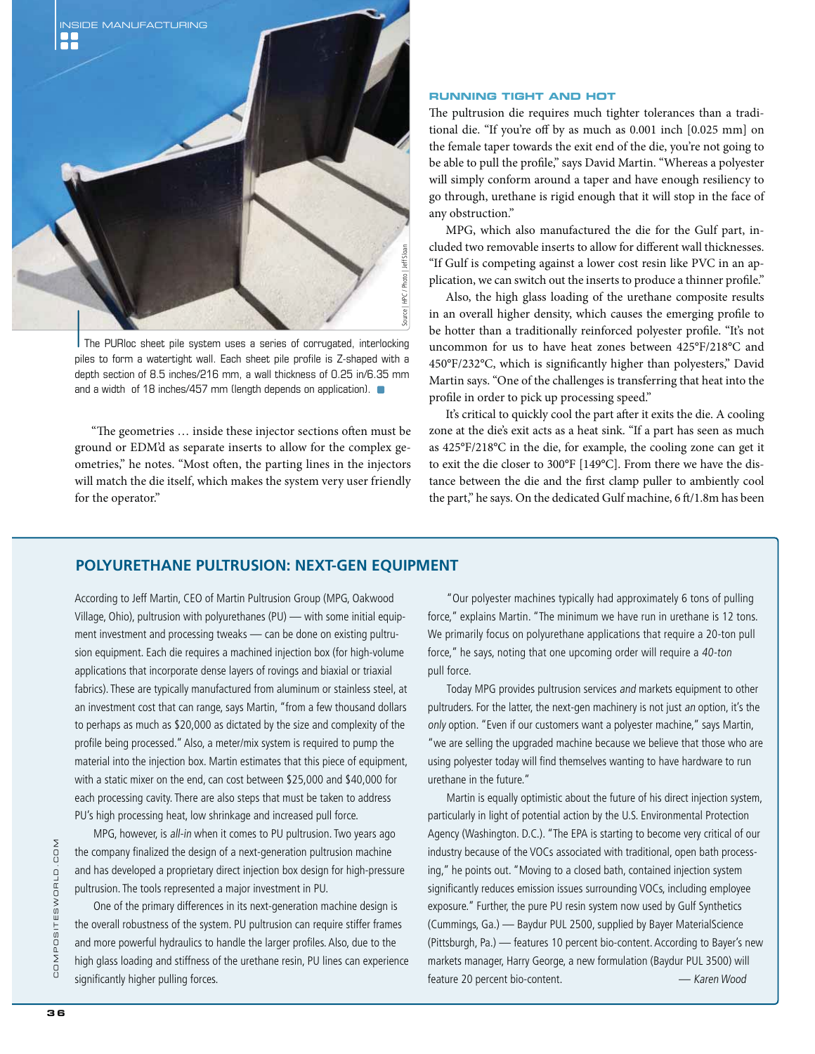The PURloc sheet pile system uses a series of corrugated, interlocking piles to form a watertight wall. Each sheet pile profile is Z-shaped with a depth section of 8.5 inches/216 mm, a wall thickness of 0.25 in/6.35 mm and a width of 18 inches/457 mm (length depends on application).

Source | HPC / Photo | Jeff Sloan

"The geometries … inside these injector sections often must be ground or EDM'd as separate inserts to allow for the complex geometries," he notes. "Most often, the parting lines in the injectors will match the die itself, which makes the system very user friendly for the operator."

### RUNNING TIGHT AND HOT

The pultrusion die requires much tighter tolerances than a traditional die. "If you're off by as much as 0.001 inch [0.025 mm] on the female taper towards the exit end of the die, you're not going to be able to pull the profile," says David Martin. "Whereas a polyester will simply conform around a taper and have enough resiliency to go through, urethane is rigid enough that it will stop in the face of any obstruction."

MPG, which also manufactured the die for the Gulf part, included two removable inserts to allow for different wall thicknesses. "If Gulf is competing against a lower cost resin like PVC in an application, we can switch out the inserts to produce a thinner profile."

Also, the high glass loading of the urethane composite results in an overall higher density, which causes the emerging profile to be hotter than a traditionally reinforced polyester profile. "It's not uncommon for us to have heat zones between 425°F/218°C and 450°F/232°C, which is significantly higher than polyesters," David Martin says. "One of the challenges is transferring that heat into the profile in order to pick up processing speed."

It's critical to quickly cool the part after it exits the die. A cooling zone at the die's exit acts as a heat sink. "If a part has seen as much as 425°F/218°C in the die, for example, the cooling zone can get it to exit the die closer to 300°F [149°C]. From there we have the distance between the die and the first clamp puller to ambiently cool the part," he says. On the dedicated Gulf machine, 6 ft/1.8m has been

## POLYURETHANE PULTRUSION: NEXT-GEN EQUIPMENT

According to Jeff Martin, CEO of Martin Pultrusion Group (MPG, Oakwood Village, Ohio), pultrusion with polyurethanes (PU) — with some initial equipment investment and processing tweaks — can be done on existing pultrusion equipment. Each die requires a machined injection box (for high-volume applications that incorporate dense layers of rovings and biaxial or triaxial fabrics). These are typically manufactured from aluminum or stainless steel, at an investment cost that can range, says Martin, "from a few thousand dollars to perhaps as much as $20,000 as dictated by the size and complexity of the profile being processed." Also, a meter/mix system is required to pump the material into the injection box. Martin estimates that this piece of equipment, with a static mixer on the end, can cost between $25,000 and $40,000 for each processing cavity. There are also steps that must be taken to address PU's high processing heat, low shrinkage and increased pull force.

MPG, however, is *all-in* when it comes to PU pultrusion. Two years ago the company finalized the design of a next-generation pultrusion machine and has developed a proprietary direct injection box design for high-pressure pultrusion. The tools represented a major investment in PU.

One of the primary differences in its next-generation machine design is the overall robustness of the system. PU pultrusion can require stiffer frames and more powerful hydraulics to handle the larger profiles. Also, due to the high glass loading and stiffness of the urethane resin, PU lines can experience significantly higher pulling forces.

"Our polyester machines typically had approximately 6 tons of pulling force," explains Martin. "The minimum we have run in urethane is 12 tons. We primarily focus on polyurethane applications that require a 20-ton pull force," he says, noting that one upcoming order will require a *40-ton* pull force.

Today MPG provides pultrusion services *and* markets equipment to other pultruders. For the latter, the next-gen machinery is not just *an* option, it's the *only* option. "Even if our customers want a polyester machine," says Martin, "we are selling the upgraded machine because we believe that those who are using polyester today will find themselves wanting to have hardware to run urethane in the future."

Martin is equally optimistic about the future of his direct injection system, particularly in light of potential action by the U.S. Environmental Protection Agency (Washington. D.C.). "The EPA is starting to become very critical of our industry because of the VOCs associated with traditional, open bath processing," he points out. "Moving to a closed bath, contained injection system significantly reduces emission issues surrounding VOCs, including employee exposure." Further, the pure PU resin system now used by Gulf Synthetics (Cummings, Ga.) — Baydur PUL 2500, supplied by Bayer MaterialScience (Pittsburgh, Pa.) — features 10 percent bio-content. According to Bayer's new markets manager, Harry George, a new formulation (Baydur PUL 3500) will feature 20 percent bio-content. — *Karen Wood*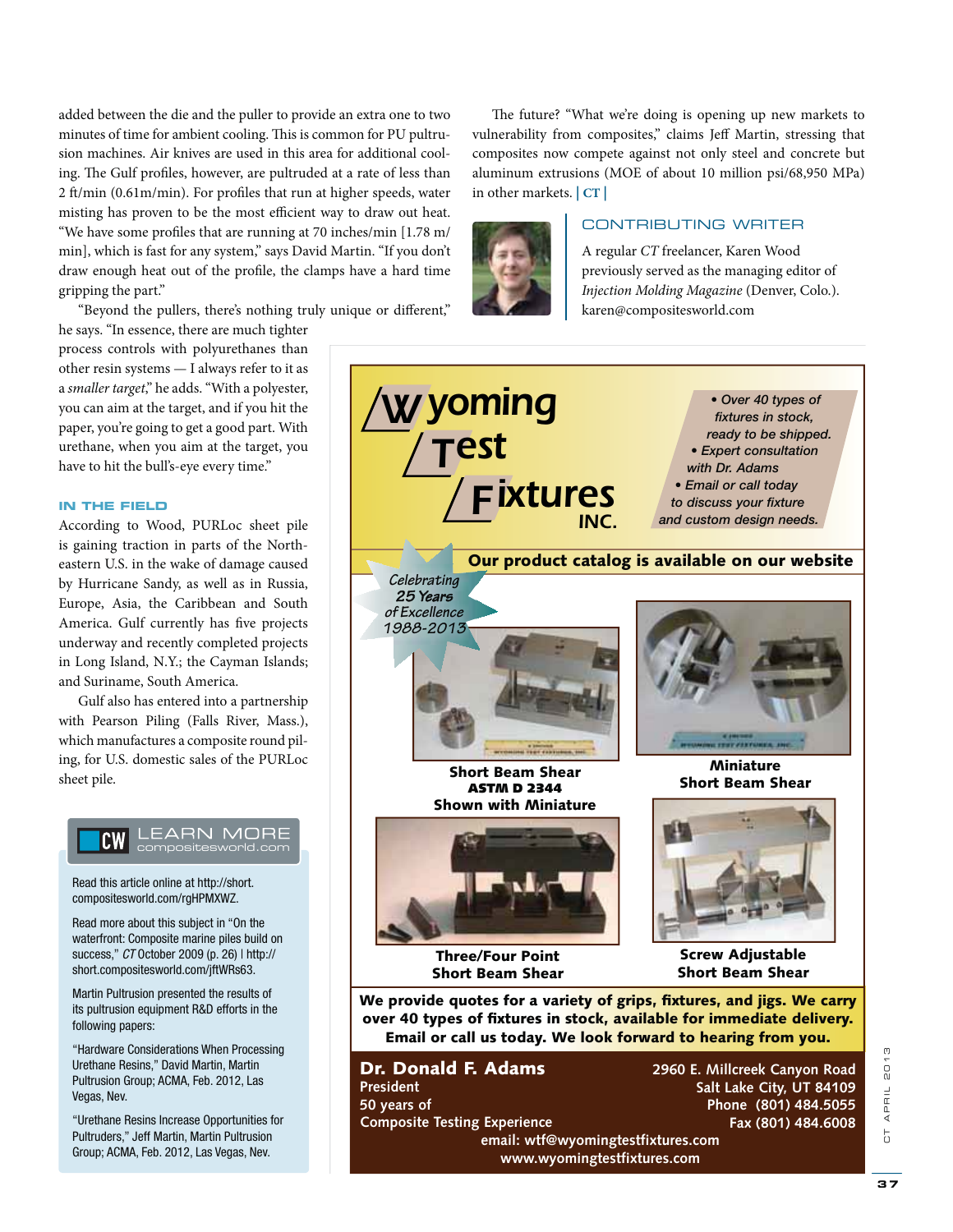added between the die and the puller to provide an extra one to two minutes of time for ambient cooling. This is common for PU pultrusion machines. Air knives are used in this area for additional cooling. The Gulf profiles, however, are pultruded at a rate of less than 2 ft/min (0.61m/min). For profiles that run at higher speeds, water misting has proven to be the most efficient way to draw out heat. "We have some profiles that are running at 70 inches/min [1.78 m/min], which is fast for any system," says David Martin. "If you don't draw enough heat out of the profile, the clamps have a hard time gripping the part."

"Beyond the pullers, there's nothing truly unique or different," he says. "In essence, there are much tighter process controls with polyurethanes than other resin systems — I always refer to it as a *smaller target*," he adds. "With a polyester, you can aim at the target, and if you hit the paper, you're going to get a good part. With urethane, when you aim at the target, you have to hit the bull's-eye every time."

### IN THE FIELD

According to Wood, PURLoc sheet pile is gaining traction in parts of the Northeastern U.S. in the wake of damage caused by Hurricane Sandy, as well as in Russia, Europe, Asia, the Caribbean and South America. Gulf currently has five projects underway and recently completed projects in Long Island, N.Y.; the Cayman Islands; and Suriname, South America.

Gulf also has entered into a partnership with Pearson Piling (Falls River, Mass.), which manufactures a composite round piling, for U.S. domestic sales of the PURLoc sheet pile.

The future? "What we're doing is opening up new markets to vulnerability from composites," claims Jeff Martin, stressing that composites now compete against not only steel and concrete but aluminum extrusions (MOE of about 10 million psi/68,950 MPa) in other markets. | CT |

### CONTRIBUTING WRITER

A regular *CT* freelancer, Karen Wood previously served as the managing editor of *Injection Molding Magazine* (Denver, Colo.). karen@compositesworld.com

### CW LEARN MORE compositesworld.com

Read this article online at http://short.compositesworld.com/rgHPMXWZ.

Read more about this subject in "On the waterfront: Composite marine piles build on success," *CT* October 2009 (p. 26) | http://short.compositesworld.com/jftWRs63.

Martin Pultrusion presented the results of its pultrusion equipment R&D efforts in the following papers:

"Hardware Considerations When Processing Urethane Resins," David Martin, Martin Pultrusion Group; ACMA, Feb. 2012, Las Vegas, Nev.

"Urethane Resins Increase Opportunities for Pultruders," Jeff Martin, Martin Pultrusion Group; ACMA, Feb. 2012, Las Vegas, Nev.

---

**Wyoming Test Fixtures INC.**

- Over 40 types of fixtures in stock, ready to be shipped.
- Expert consultation with Dr. Adams
- Email or call today to discuss your fixture and custom design needs.

**Our product catalog is available on our website**

Celebrating 25 Years of Excellence 1988-2013

**Short Beam Shear ASTM D 2344 Shown with Miniature**

**Miniature Short Beam Shear**

**Three/Four Point Short Beam Shear**

**Screw Adjustable Short Beam Shear**

**We provide quotes for a variety of grips, fixtures, and jigs. We carry over 40 types of fixtures in stock, available for immediate delivery. Email or call us today. We look forward to hearing from you.**

**Dr. Donald F. Adams**
President
50 years of Composite Testing Experience

2960 E. Millcreek Canyon Road
Salt Lake City, UT 84109
Phone (801) 484.5055
Fax (801) 484.6008

email: wtf@wyomingtestfixtures.com
www.wyomingtestfixtures.com